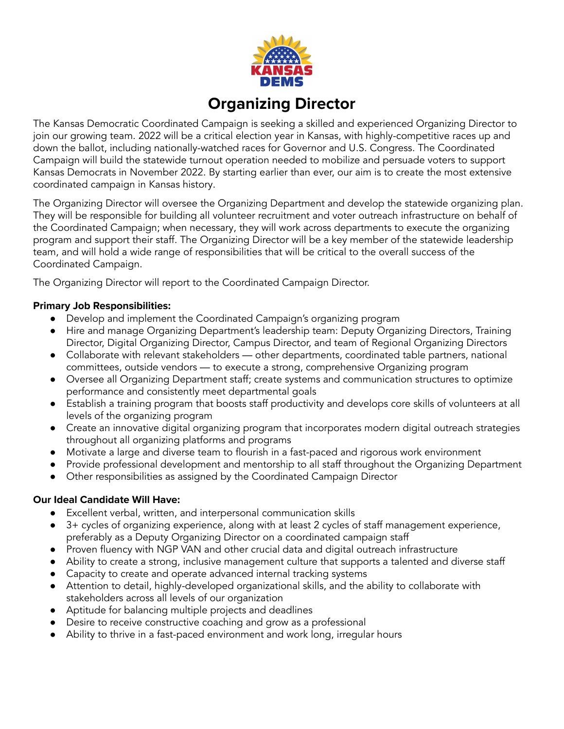# Organizing Director

The Kansas Democratic Coordinated Campaign is seeking a skilled and experienced Organizing Director to join our growing team. 2022 will be a critical election year in Kansas, with highly-competitive races up and down the ballot, including nationally-watched races for Governor and U.S. Congress. The Coordinated Campaign will build the statewide turnout operation needed to mobilize and persuade voters to support Kansas Democrats in November 2022. By starting earlier than ever, our aim is to create the most extensive coordinated campaign in Kansas history.

The Organizing Director will oversee the Organizing Department and develop the statewide organizing plan. They will be responsible for building all volunteer recruitment and voter outreach infrastructure on behalf of the Coordinated Campaign; when necessary, they will work across departments to execute the organizing program and support their staff. The Organizing Director will be a key member of the statewide leadership team, and will hold a wide range of responsibilities that will be critical to the overall success of the Coordinated Campaign.

The Organizing Director will report to the Coordinated Campaign Director.

**Primary Job Responsibilities:**

- Develop and implement the Coordinated Campaign's organizing program
- Hire and manage Organizing Department's leadership team: Deputy Organizing Directors, Training Director, Digital Organizing Director, Campus Director, and team of Regional Organizing Directors
- Collaborate with relevant stakeholders — other departments, coordinated table partners, national committees, outside vendors — to execute a strong, comprehensive Organizing program
- Oversee all Organizing Department staff; create systems and communication structures to optimize performance and consistently meet departmental goals
- Establish a training program that boosts staff productivity and develops core skills of volunteers at all levels of the organizing program
- Create an innovative digital organizing program that incorporates modern digital outreach strategies throughout all organizing platforms and programs
- Motivate a large and diverse team to flourish in a fast-paced and rigorous work environment
- Provide professional development and mentorship to all staff throughout the Organizing Department
- Other responsibilities as assigned by the Coordinated Campaign Director

**Our Ideal Candidate Will Have:**

- Excellent verbal, written, and interpersonal communication skills
- 3+ cycles of organizing experience, along with at least 2 cycles of staff management experience, preferably as a Deputy Organizing Director on a coordinated campaign staff
- Proven fluency with NGP VAN and other crucial data and digital outreach infrastructure
- Ability to create a strong, inclusive management culture that supports a talented and diverse staff
- Capacity to create and operate advanced internal tracking systems
- Attention to detail, highly-developed organizational skills, and the ability to collaborate with stakeholders across all levels of our organization
- Aptitude for balancing multiple projects and deadlines
- Desire to receive constructive coaching and grow as a professional
- Ability to thrive in a fast-paced environment and work long, irregular hours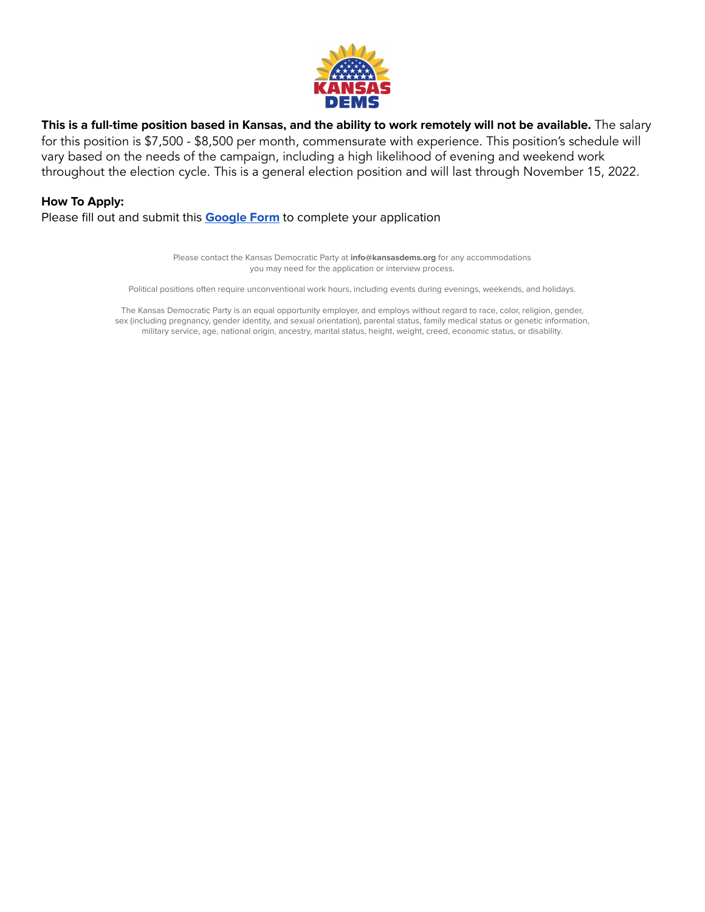**This is a full-time position based in Kansas, and the ability to work remotely will not be available.** The salary for this position is $7,500 - $8,500 per month, commensurate with experience. This position's schedule will vary based on the needs of the campaign, including a high likelihood of evening and weekend work throughout the election cycle. This is a general election position and will last through November 15, 2022.

**How To Apply:**
Please fill out and submit this **Google Form** to complete your application

Please contact the Kansas Democratic Party at **info@kansasdems.org** for any accommodations you may need for the application or interview process.

Political positions often require unconventional work hours, including events during evenings, weekends, and holidays.

The Kansas Democratic Party is an equal opportunity employer, and employs without regard to race, color, religion, gender, sex (including pregnancy, gender identity, and sexual orientation), parental status, family medical status or genetic information, military service, age, national origin, ancestry, marital status, height, weight, creed, economic status, or disability.